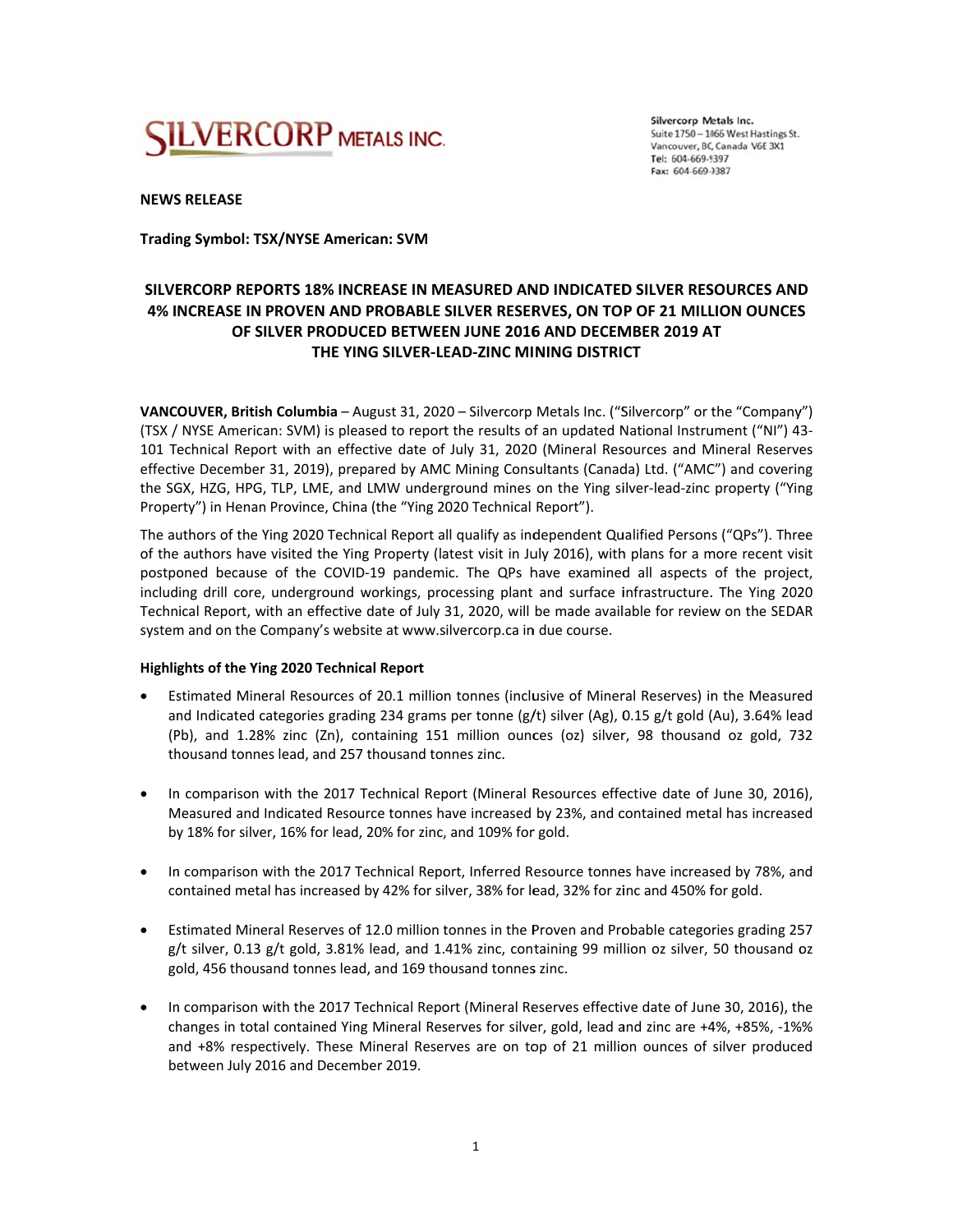SILVERCORP METALS INC.

Silvercorp Metals Inc.
Suite 1750 – 1066 West Hastings St.
Vancouver, BC, Canada V6E 3X1
Tel: 604-669-9397
Fax: 604-669-9387

**NEWS RELEASE**

**Trading Symbol: TSX/NYSE American: SVM**

# SILVERCORP REPORTS 18% INCREASE IN MEASURED AND INDICATED SILVER RESOURCES AND 4% INCREASE IN PROVEN AND PROBABLE SILVER RESERVES, ON TOP OF 21 MILLION OUNCES OF SILVER PRODUCED BETWEEN JUNE 2016 AND DECEMBER 2019 AT THE YING SILVER-LEAD-ZINC MINING DISTRICT

**VANCOUVER, British Columbia** – August 31, 2020 – Silvercorp Metals Inc. ("Silvercorp" or the "Company") (TSX / NYSE American: SVM) is pleased to report the results of an updated National Instrument ("NI") 43-101 Technical Report with an effective date of July 31, 2020 (Mineral Resources and Mineral Reserves effective December 31, 2019), prepared by AMC Mining Consultants (Canada) Ltd. ("AMC") and covering the SGX, HZG, HPG, TLP, LME, and LMW underground mines on the Ying silver-lead-zinc property ("Ying Property") in Henan Province, China (the "Ying 2020 Technical Report").

The authors of the Ying 2020 Technical Report all qualify as independent Qualified Persons ("QPs"). Three of the authors have visited the Ying Property (latest visit in July 2016), with plans for a more recent visit postponed because of the COVID-19 pandemic. The QPs have examined all aspects of the project, including drill core, underground workings, processing plant and surface infrastructure. The Ying 2020 Technical Report, with an effective date of July 31, 2020, will be made available for review on the SEDAR system and on the Company's website at www.silvercorp.ca in due course.

**Highlights of the Ying 2020 Technical Report**

- Estimated Mineral Resources of 20.1 million tonnes (inclusive of Mineral Reserves) in the Measured and Indicated categories grading 234 grams per tonne (g/t) silver (Ag), 0.15 g/t gold (Au), 3.64% lead (Pb), and 1.28% zinc (Zn), containing 151 million ounces (oz) silver, 98 thousand oz gold, 732 thousand tonnes lead, and 257 thousand tonnes zinc.

- In comparison with the 2017 Technical Report (Mineral Resources effective date of June 30, 2016), Measured and Indicated Resource tonnes have increased by 23%, and contained metal has increased by 18% for silver, 16% for lead, 20% for zinc, and 109% for gold.

- In comparison with the 2017 Technical Report, Inferred Resource tonnes have increased by 78%, and contained metal has increased by 42% for silver, 38% for lead, 32% for zinc and 450% for gold.

- Estimated Mineral Reserves of 12.0 million tonnes in the Proven and Probable categories grading 257 g/t silver, 0.13 g/t gold, 3.81% lead, and 1.41% zinc, containing 99 million oz silver, 50 thousand oz gold, 456 thousand tonnes lead, and 169 thousand tonnes zinc.

- In comparison with the 2017 Technical Report (Mineral Reserves effective date of June 30, 2016), the changes in total contained Ying Mineral Reserves for silver, gold, lead and zinc are +4%, +85%, -1%% and +8% respectively. These Mineral Reserves are on top of 21 million ounces of silver produced between July 2016 and December 2019.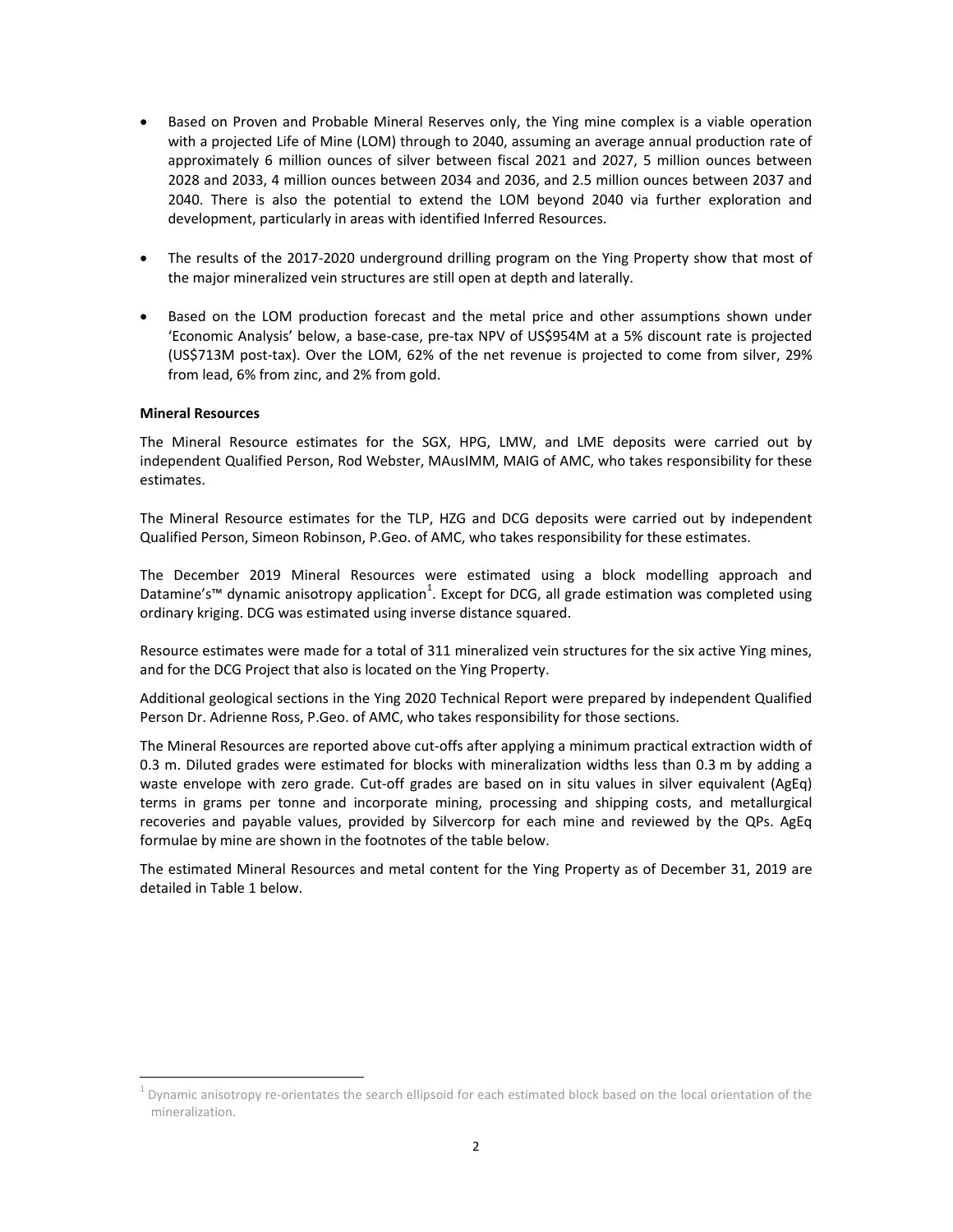- Based on Proven and Probable Mineral Reserves only, the Ying mine complex is a viable operation with a projected Life of Mine (LOM) through to 2040, assuming an average annual production rate of approximately 6 million ounces of silver between fiscal 2021 and 2027, 5 million ounces between 2028 and 2033, 4 million ounces between 2034 and 2036, and 2.5 million ounces between 2037 and 2040. There is also the potential to extend the LOM beyond 2040 via further exploration and development, particularly in areas with identified Inferred Resources.

- The results of the 2017-2020 underground drilling program on the Ying Property show that most of the major mineralized vein structures are still open at depth and laterally.

- Based on the LOM production forecast and the metal price and other assumptions shown under 'Economic Analysis' below, a base-case, pre-tax NPV of US$954M at a 5% discount rate is projected (US$713M post-tax). Over the LOM, 62% of the net revenue is projected to come from silver, 29% from lead, 6% from zinc, and 2% from gold.

**Mineral Resources**

The Mineral Resource estimates for the SGX, HPG, LMW, and LME deposits were carried out by independent Qualified Person, Rod Webster, MAusIMM, MAIG of AMC, who takes responsibility for these estimates.

The Mineral Resource estimates for the TLP, HZG and DCG deposits were carried out by independent Qualified Person, Simeon Robinson, P.Geo. of AMC, who takes responsibility for these estimates.

The December 2019 Mineral Resources were estimated using a block modelling approach and Datamine's™ dynamic anisotropy application[1]. Except for DCG, all grade estimation was completed using ordinary kriging. DCG was estimated using inverse distance squared.

Resource estimates were made for a total of 311 mineralized vein structures for the six active Ying mines, and for the DCG Project that also is located on the Ying Property.

Additional geological sections in the Ying 2020 Technical Report were prepared by independent Qualified Person Dr. Adrienne Ross, P.Geo. of AMC, who takes responsibility for those sections.

The Mineral Resources are reported above cut-offs after applying a minimum practical extraction width of 0.3 m. Diluted grades were estimated for blocks with mineralization widths less than 0.3 m by adding a waste envelope with zero grade. Cut-off grades are based on in situ values in silver equivalent (AgEq) terms in grams per tonne and incorporate mining, processing and shipping costs, and metallurgical recoveries and payable values, provided by Silvercorp for each mine and reviewed by the QPs. AgEq formulae by mine are shown in the footnotes of the table below.

The estimated Mineral Resources and metal content for the Ying Property as of December 31, 2019 are detailed in Table 1 below.

[1] Dynamic anisotropy re-orientates the search ellipsoid for each estimated block based on the local orientation of the mineralization.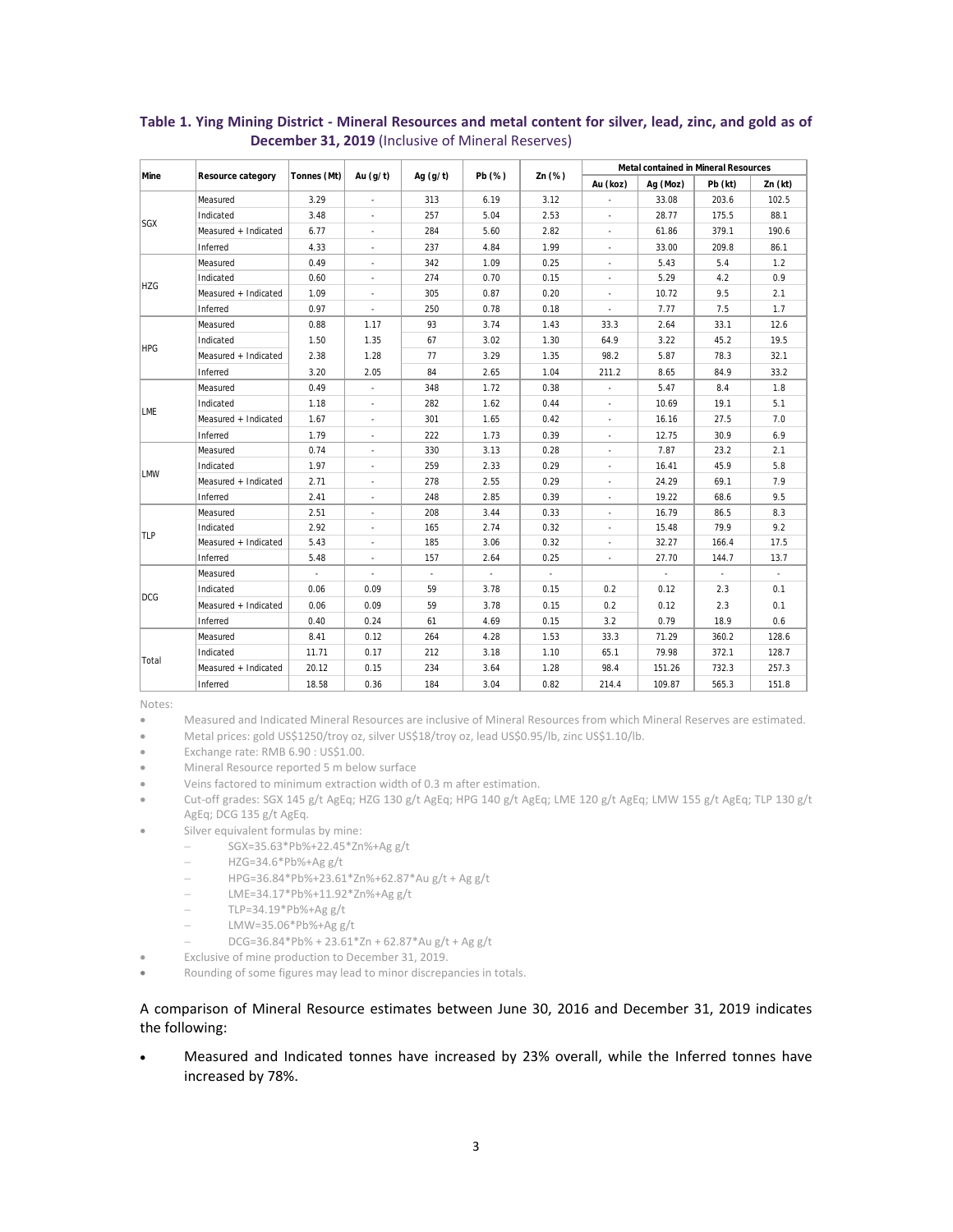**Table 1. Ying Mining District - Mineral Resources and metal content for silver, lead, zinc, and gold as of December 31, 2019** (Inclusive of Mineral Reserves)

| Mine | Resource category | Tonnes (Mt) | Au (g/t) | Ag (g/t) | Pb (%) | Zn (%) | Metal contained in Mineral Resources | | | |
|---|---|---|---|---|---|---|---|---|---|---|
| | | | | | | | Au (koz) | Ag (Moz) | Pb (kt) | Zn (kt) |
| SGX | Measured | 3.29 | - | 313 | 6.19 | 3.12 | - | 33.08 | 203.6 | 102.5 |
| | Indicated | 3.48 | - | 257 | 5.04 | 2.53 | - | 28.77 | 175.5 | 88.1 |
| | Measured + Indicated | 6.77 | - | 284 | 5.60 | 2.82 | - | 61.86 | 379.1 | 190.6 |
| | Inferred | 4.33 | - | 237 | 4.84 | 1.99 | - | 33.00 | 209.8 | 86.1 |
| HZG | Measured | 0.49 | - | 342 | 1.09 | 0.25 | - | 5.43 | 5.4 | 1.2 |
| | Indicated | 0.60 | - | 274 | 0.70 | 0.15 | - | 5.29 | 4.2 | 0.9 |
| | Measured + Indicated | 1.09 | - | 305 | 0.87 | 0.20 | - | 10.72 | 9.5 | 2.1 |
| | Inferred | 0.97 | - | 250 | 0.78 | 0.18 | - | 7.77 | 7.5 | 1.7 |
| HPG | Measured | 0.88 | 1.17 | 93 | 3.74 | 1.43 | 33.3 | 2.64 | 33.1 | 12.6 |
| | Indicated | 1.50 | 1.35 | 67 | 3.02 | 1.30 | 64.9 | 3.22 | 45.2 | 19.5 |
| | Measured + Indicated | 2.38 | 1.28 | 77 | 3.29 | 1.35 | 98.2 | 5.87 | 78.3 | 32.1 |
| | Inferred | 3.20 | 2.05 | 84 | 2.65 | 1.04 | 211.2 | 8.65 | 84.9 | 33.2 |
| LME | Measured | 0.49 | - | 348 | 1.72 | 0.38 | - | 5.47 | 8.4 | 1.8 |
| | Indicated | 1.18 | - | 282 | 1.62 | 0.44 | - | 10.69 | 19.1 | 5.1 |
| | Measured + Indicated | 1.67 | - | 301 | 1.65 | 0.42 | - | 16.16 | 27.5 | 7.0 |
| | Inferred | 1.79 | - | 222 | 1.73 | 0.39 | - | 12.75 | 30.9 | 6.9 |
| LMW | Measured | 0.74 | - | 330 | 3.13 | 0.28 | - | 7.87 | 23.2 | 2.1 |
| | Indicated | 1.97 | - | 259 | 2.33 | 0.29 | - | 16.41 | 45.9 | 5.8 |
| | Measured + Indicated | 2.71 | - | 278 | 2.55 | 0.29 | - | 24.29 | 69.1 | 7.9 |
| | Inferred | 2.41 | - | 248 | 2.85 | 0.39 | - | 19.22 | 68.6 | 9.5 |
| TLP | Measured | 2.51 | - | 208 | 3.44 | 0.33 | - | 16.79 | 86.5 | 8.3 |
| | Indicated | 2.92 | - | 165 | 2.74 | 0.32 | - | 15.48 | 79.9 | 9.2 |
| | Measured + Indicated | 5.43 | - | 185 | 3.06 | 0.32 | - | 32.27 | 166.4 | 17.5 |
| | Inferred | 5.48 | - | 157 | 2.64 | 0.25 | - | 27.70 | 144.7 | 13.7 |
| DCG | Measured | - | - | - | - | - | | - | - | - |
| | Indicated | 0.06 | 0.09 | 59 | 3.78 | 0.15 | 0.2 | 0.12 | 2.3 | 0.1 |
| | Measured + Indicated | 0.06 | 0.09 | 59 | 3.78 | 0.15 | 0.2 | 0.12 | 2.3 | 0.1 |
| | Inferred | 0.40 | 0.24 | 61 | 4.69 | 0.15 | 3.2 | 0.79 | 18.9 | 0.6 |
| Total | Measured | 8.41 | 0.12 | 264 | 4.28 | 1.53 | 33.3 | 71.29 | 360.2 | 128.6 |
| | Indicated | 11.71 | 0.17 | 212 | 3.18 | 1.10 | 65.1 | 79.98 | 372.1 | 128.7 |
| | Measured + Indicated | 20.12 | 0.15 | 234 | 3.64 | 1.28 | 98.4 | 151.26 | 732.3 | 257.3 |
| | Inferred | 18.58 | 0.36 | 184 | 3.04 | 0.82 | 214.4 | 109.87 | 565.3 | 151.8 |

Notes:

- Measured and Indicated Mineral Resources are inclusive of Mineral Resources from which Mineral Reserves are estimated.
- Metal prices: gold US$1250/troy oz, silver US$18/troy oz, lead US$0.95/lb, zinc US$1.10/lb.
- Exchange rate: RMB 6.90 : US$1.00.
- Mineral Resource reported 5 m below surface
- Veins factored to minimum extraction width of 0.3 m after estimation.
- Cut-off grades: SGX 145 g/t AgEq; HZG 130 g/t AgEq; HPG 140 g/t AgEq; LME 120 g/t AgEq; LMW 155 g/t AgEq; TLP 130 g/t AgEq; DCG 135 g/t AgEq.
- Silver equivalent formulas by mine:
  - SGX=35.63*Pb%+22.45*Zn%+Ag g/t
  - HZG=34.6*Pb%+Ag g/t
  - HPG=36.84*Pb%+23.61*Zn%+62.87*Au g/t + Ag g/t
  - LME=34.17*Pb%+11.92*Zn%+Ag g/t
  - TLP=34.19*Pb%+Ag g/t
  - LMW=35.06*Pb%+Ag g/t
  - DCG=36.84*Pb% + 23.61*Zn + 62.87*Au g/t + Ag g/t
- Exclusive of mine production to December 31, 2019.
- Rounding of some figures may lead to minor discrepancies in totals.

A comparison of Mineral Resource estimates between June 30, 2016 and December 31, 2019 indicates the following:

- Measured and Indicated tonnes have increased by 23% overall, while the Inferred tonnes have increased by 78%.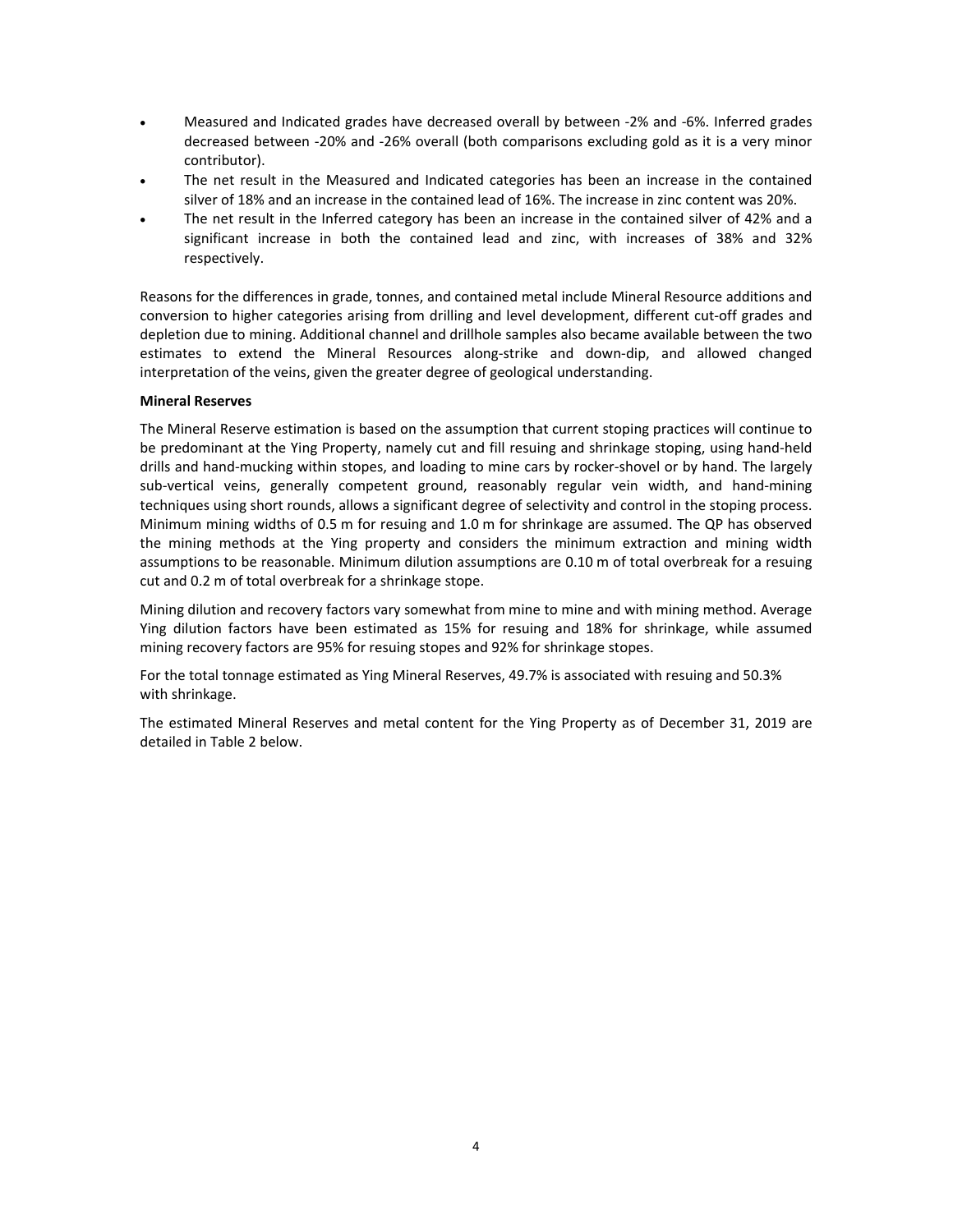- Measured and Indicated grades have decreased overall by between -2% and -6%. Inferred grades decreased between -20% and -26% overall (both comparisons excluding gold as it is a very minor contributor).
- The net result in the Measured and Indicated categories has been an increase in the contained silver of 18% and an increase in the contained lead of 16%. The increase in zinc content was 20%.
- The net result in the Inferred category has been an increase in the contained silver of 42% and a significant increase in both the contained lead and zinc, with increases of 38% and 32% respectively.

Reasons for the differences in grade, tonnes, and contained metal include Mineral Resource additions and conversion to higher categories arising from drilling and level development, different cut-off grades and depletion due to mining. Additional channel and drillhole samples also became available between the two estimates to extend the Mineral Resources along-strike and down-dip, and allowed changed interpretation of the veins, given the greater degree of geological understanding.

**Mineral Reserves**

The Mineral Reserve estimation is based on the assumption that current stoping practices will continue to be predominant at the Ying Property, namely cut and fill resuing and shrinkage stoping, using hand-held drills and hand-mucking within stopes, and loading to mine cars by rocker-shovel or by hand. The largely sub-vertical veins, generally competent ground, reasonably regular vein width, and hand-mining techniques using short rounds, allows a significant degree of selectivity and control in the stoping process. Minimum mining widths of 0.5 m for resuing and 1.0 m for shrinkage are assumed. The QP has observed the mining methods at the Ying property and considers the minimum extraction and mining width assumptions to be reasonable. Minimum dilution assumptions are 0.10 m of total overbreak for a resuing cut and 0.2 m of total overbreak for a shrinkage stope.

Mining dilution and recovery factors vary somewhat from mine to mine and with mining method. Average Ying dilution factors have been estimated as 15% for resuing and 18% for shrinkage, while assumed mining recovery factors are 95% for resuing stopes and 92% for shrinkage stopes.

For the total tonnage estimated as Ying Mineral Reserves, 49.7% is associated with resuing and 50.3% with shrinkage.

The estimated Mineral Reserves and metal content for the Ying Property as of December 31, 2019 are detailed in Table 2 below.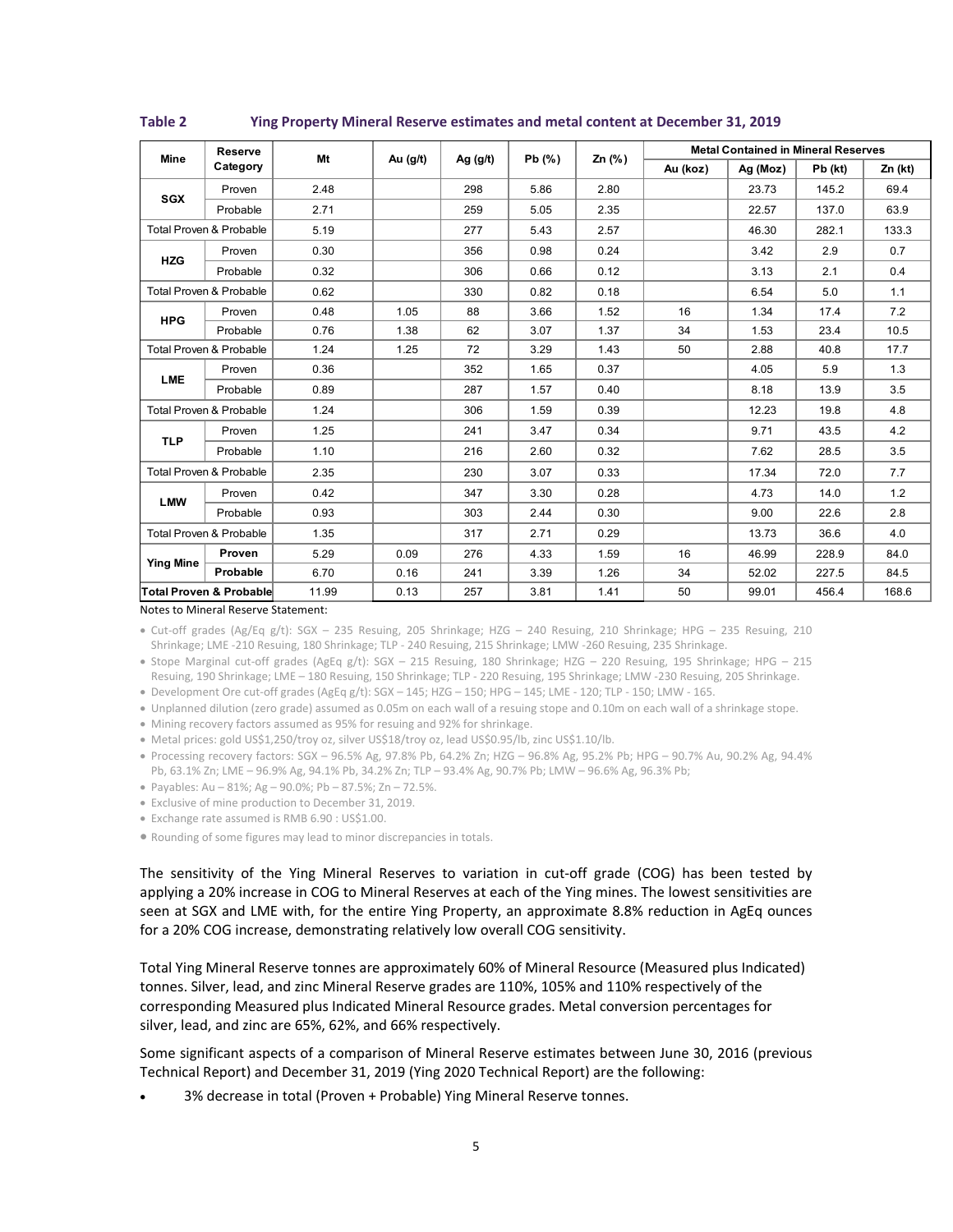**Table 2 Ying Property Mineral Reserve estimates and metal content at December 31, 2019**

| Mine | Reserve Category | Mt | Au (g/t) | Ag (g/t) | Pb (%) | Zn (%) | Metal Contained in Mineral Reserves | | | |
|---|---|---|---|---|---|---|---|---|---|---|
| | | | | | | | Au (koz) | Ag (Moz) | Pb (kt) | Zn (kt) |
| SGX | Proven | 2.48 | | 298 | 5.86 | 2.80 | | 23.73 | 145.2 | 69.4 |
| | Probable | 2.71 | | 259 | 5.05 | 2.35 | | 22.57 | 137.0 | 63.9 |
| Total Proven & Probable | | 5.19 | | 277 | 5.43 | 2.57 | | 46.30 | 282.1 | 133.3 |
| HZG | Proven | 0.30 | | 356 | 0.98 | 0.24 | | 3.42 | 2.9 | 0.7 |
| | Probable | 0.32 | | 306 | 0.66 | 0.12 | | 3.13 | 2.1 | 0.4 |
| Total Proven & Probable | | 0.62 | | 330 | 0.82 | 0.18 | | 6.54 | 5.0 | 1.1 |
| HPG | Proven | 0.48 | 1.05 | 88 | 3.66 | 1.52 | 16 | 1.34 | 17.4 | 7.2 |
| | Probable | 0.76 | 1.38 | 62 | 3.07 | 1.37 | 34 | 1.53 | 23.4 | 10.5 |
| Total Proven & Probable | | 1.24 | 1.25 | 72 | 3.29 | 1.43 | 50 | 2.88 | 40.8 | 17.7 |
| LME | Proven | 0.36 | | 352 | 1.65 | 0.37 | | 4.05 | 5.9 | 1.3 |
| | Probable | 0.89 | | 287 | 1.57 | 0.40 | | 8.18 | 13.9 | 3.5 |
| Total Proven & Probable | | 1.24 | | 306 | 1.59 | 0.39 | | 12.23 | 19.8 | 4.8 |
| TLP | Proven | 1.25 | | 241 | 3.47 | 0.34 | | 9.71 | 43.5 | 4.2 |
| | Probable | 1.10 | | 216 | 2.60 | 0.32 | | 7.62 | 28.5 | 3.5 |
| Total Proven & Probable | | 2.35 | | 230 | 3.07 | 0.33 | | 17.34 | 72.0 | 7.7 |
| LMW | Proven | 0.42 | | 347 | 3.30 | 0.28 | | 4.73 | 14.0 | 1.2 |
| | Probable | 0.93 | | 303 | 2.44 | 0.30 | | 9.00 | 22.6 | 2.8 |
| Total Proven & Probable | | 1.35 | | 317 | 2.71 | 0.29 | | 13.73 | 36.6 | 4.0 |
| **Ying Mine** | **Proven** | 5.29 | 0.09 | 276 | 4.33 | 1.59 | 16 | 46.99 | 228.9 | 84.0 |
| | **Probable** | 6.70 | 0.16 | 241 | 3.39 | 1.26 | 34 | 52.02 | 227.5 | 84.5 |
| **Total Proven & Probable** | | 11.99 | 0.13 | 257 | 3.81 | 1.41 | 50 | 99.01 | 456.4 | 168.6 |

Notes to Mineral Reserve Statement:

- Cut-off grades (Ag/Eq g/t): SGX – 235 Resuing, 205 Shrinkage; HZG – 240 Resuing, 210 Shrinkage; HPG – 235 Resuing, 210 Shrinkage; LME -210 Resuing, 180 Shrinkage; TLP - 240 Resuing, 215 Shrinkage; LMW -260 Resuing, 235 Shrinkage.
- Stope Marginal cut-off grades (AgEq g/t): SGX – 215 Resuing, 180 Shrinkage; HZG – 220 Resuing, 195 Shrinkage; HPG – 215 Resuing, 190 Shrinkage; LME – 180 Resuing, 150 Shrinkage; TLP - 220 Resuing, 195 Shrinkage; LMW -230 Resuing, 205 Shrinkage.
- Development Ore cut-off grades (AgEq g/t): SGX – 145; HZG – 150; HPG – 145; LME - 120; TLP - 150; LMW - 165.
- Unplanned dilution (zero grade) assumed as 0.05m on each wall of a resuing stope and 0.10m on each wall of a shrinkage stope.
- Mining recovery factors assumed as 95% for resuing and 92% for shrinkage.
- Metal prices: gold US$1,250/troy oz, silver US$18/troy oz, lead US$0.95/lb, zinc US$1.10/lb.
- Processing recovery factors: SGX – 96.5% Ag, 97.8% Pb, 64.2% Zn; HZG – 96.8% Ag, 95.2% Pb; HPG – 90.7% Au, 90.2% Ag, 94.4% Pb, 63.1% Zn; LME – 96.9% Ag, 94.1% Pb, 34.2% Zn; TLP – 93.4% Ag, 90.7% Pb; LMW – 96.6% Ag, 96.3% Pb;
- Payables: Au – 81%; Ag – 90.0%; Pb – 87.5%; Zn – 72.5%.
- Exclusive of mine production to December 31, 2019.
- Exchange rate assumed is RMB 6.90 : US$1.00.
- Rounding of some figures may lead to minor discrepancies in totals.

The sensitivity of the Ying Mineral Reserves to variation in cut-off grade (COG) has been tested by applying a 20% increase in COG to Mineral Reserves at each of the Ying mines. The lowest sensitivities are seen at SGX and LME with, for the entire Ying Property, an approximate 8.8% reduction in AgEq ounces for a 20% COG increase, demonstrating relatively low overall COG sensitivity.

Total Ying Mineral Reserve tonnes are approximately 60% of Mineral Resource (Measured plus Indicated) tonnes. Silver, lead, and zinc Mineral Reserve grades are 110%, 105% and 110% respectively of the corresponding Measured plus Indicated Mineral Resource grades. Metal conversion percentages for silver, lead, and zinc are 65%, 62%, and 66% respectively.

Some significant aspects of a comparison of Mineral Reserve estimates between June 30, 2016 (previous Technical Report) and December 31, 2019 (Ying 2020 Technical Report) are the following:

- 3% decrease in total (Proven + Probable) Ying Mineral Reserve tonnes.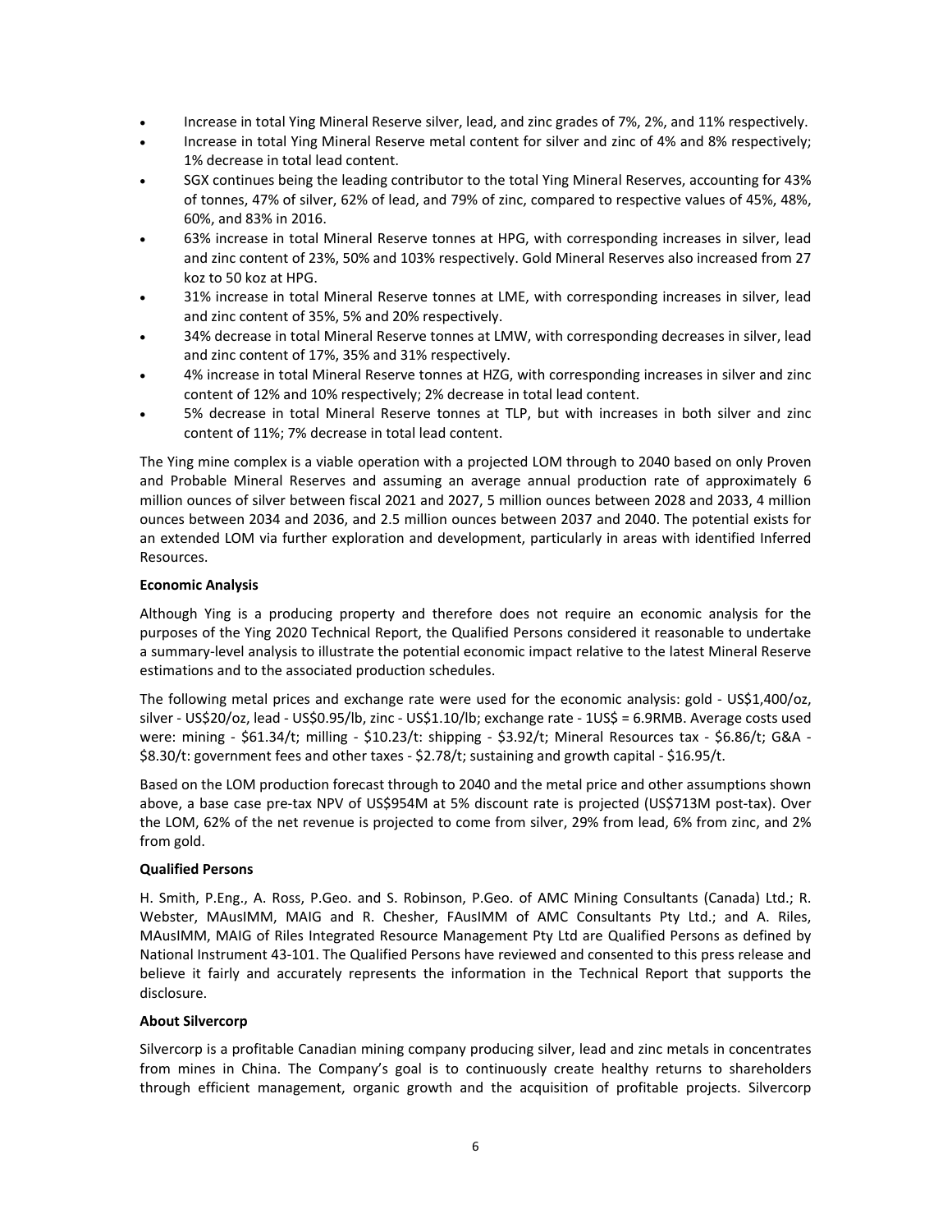- Increase in total Ying Mineral Reserve silver, lead, and zinc grades of 7%, 2%, and 11% respectively.
- Increase in total Ying Mineral Reserve metal content for silver and zinc of 4% and 8% respectively; 1% decrease in total lead content.
- SGX continues being the leading contributor to the total Ying Mineral Reserves, accounting for 43% of tonnes, 47% of silver, 62% of lead, and 79% of zinc, compared to respective values of 45%, 48%, 60%, and 83% in 2016.
- 63% increase in total Mineral Reserve tonnes at HPG, with corresponding increases in silver, lead and zinc content of 23%, 50% and 103% respectively. Gold Mineral Reserves also increased from 27 koz to 50 koz at HPG.
- 31% increase in total Mineral Reserve tonnes at LME, with corresponding increases in silver, lead and zinc content of 35%, 5% and 20% respectively.
- 34% decrease in total Mineral Reserve tonnes at LMW, with corresponding decreases in silver, lead and zinc content of 17%, 35% and 31% respectively.
- 4% increase in total Mineral Reserve tonnes at HZG, with corresponding increases in silver and zinc content of 12% and 10% respectively; 2% decrease in total lead content.
- 5% decrease in total Mineral Reserve tonnes at TLP, but with increases in both silver and zinc content of 11%; 7% decrease in total lead content.

The Ying mine complex is a viable operation with a projected LOM through to 2040 based on only Proven and Probable Mineral Reserves and assuming an average annual production rate of approximately 6 million ounces of silver between fiscal 2021 and 2027, 5 million ounces between 2028 and 2033, 4 million ounces between 2034 and 2036, and 2.5 million ounces between 2037 and 2040. The potential exists for an extended LOM via further exploration and development, particularly in areas with identified Inferred Resources.

**Economic Analysis**

Although Ying is a producing property and therefore does not require an economic analysis for the purposes of the Ying 2020 Technical Report, the Qualified Persons considered it reasonable to undertake a summary-level analysis to illustrate the potential economic impact relative to the latest Mineral Reserve estimations and to the associated production schedules.

The following metal prices and exchange rate were used for the economic analysis: gold - US$1,400/oz, silver - US$20/oz, lead - US$0.95/lb, zinc - US$1.10/lb; exchange rate - 1US$ = 6.9RMB. Average costs used were: mining - $61.34/t; milling - $10.23/t: shipping - $3.92/t; Mineral Resources tax - $6.86/t; G&A - $8.30/t: government fees and other taxes - $2.78/t; sustaining and growth capital - $16.95/t.

Based on the LOM production forecast through to 2040 and the metal price and other assumptions shown above, a base case pre-tax NPV of US$954M at 5% discount rate is projected (US$713M post-tax). Over the LOM, 62% of the net revenue is projected to come from silver, 29% from lead, 6% from zinc, and 2% from gold.

**Qualified Persons**

H. Smith, P.Eng., A. Ross, P.Geo. and S. Robinson, P.Geo. of AMC Mining Consultants (Canada) Ltd.; R. Webster, MAusIMM, MAIG and R. Chesher, FAusIMM of AMC Consultants Pty Ltd.; and A. Riles, MAusIMM, MAIG of Riles Integrated Resource Management Pty Ltd are Qualified Persons as defined by National Instrument 43-101. The Qualified Persons have reviewed and consented to this press release and believe it fairly and accurately represents the information in the Technical Report that supports the disclosure.

**About Silvercorp**

Silvercorp is a profitable Canadian mining company producing silver, lead and zinc metals in concentrates from mines in China. The Company's goal is to continuously create healthy returns to shareholders through efficient management, organic growth and the acquisition of profitable projects. Silvercorp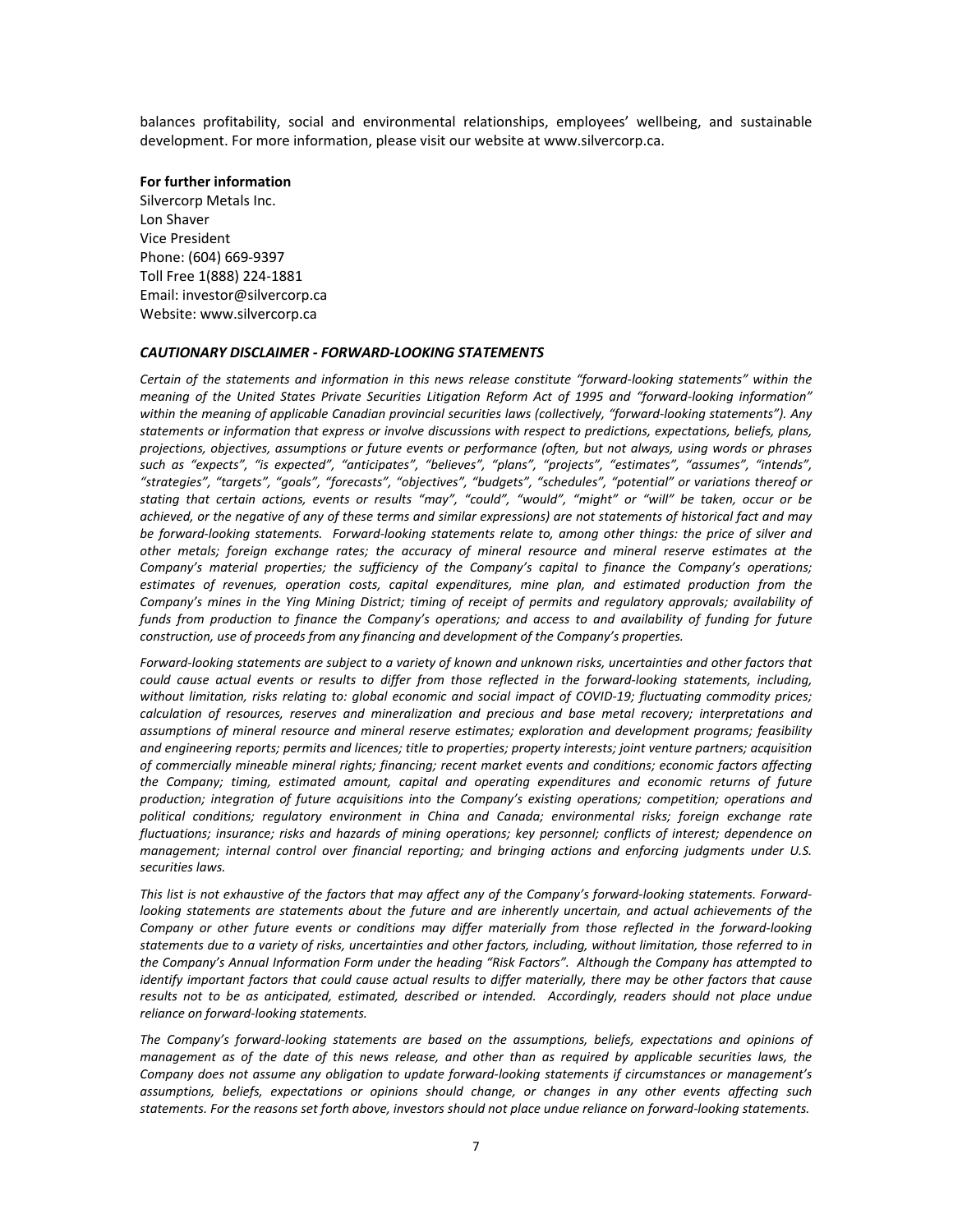balances profitability, social and environmental relationships, employees' wellbeing, and sustainable development. For more information, please visit our website at www.silvercorp.ca.

**For further information**

Silvercorp Metals Inc.
Lon Shaver
Vice President
Phone: (604) 669-9397
Toll Free 1(888) 224-1881
Email: investor@silvercorp.ca
Website: www.silvercorp.ca

***CAUTIONARY DISCLAIMER - FORWARD-LOOKING STATEMENTS***

*Certain of the statements and information in this news release constitute "forward-looking statements" within the meaning of the United States Private Securities Litigation Reform Act of 1995 and "forward-looking information" within the meaning of applicable Canadian provincial securities laws (collectively, "forward-looking statements"). Any statements or information that express or involve discussions with respect to predictions, expectations, beliefs, plans, projections, objectives, assumptions or future events or performance (often, but not always, using words or phrases such as "expects", "is expected", "anticipates", "believes", "plans", "projects", "estimates", "assumes", "intends", "strategies", "targets", "goals", "forecasts", "objectives", "budgets", "schedules", "potential" or variations thereof or stating that certain actions, events or results "may", "could", "would", "might" or "will" be taken, occur or be achieved, or the negative of any of these terms and similar expressions) are not statements of historical fact and may be forward-looking statements. Forward-looking statements relate to, among other things: the price of silver and other metals; foreign exchange rates; the accuracy of mineral resource and mineral reserve estimates at the Company's material properties; the sufficiency of the Company's capital to finance the Company's operations; estimates of revenues, operation costs, capital expenditures, mine plan, and estimated production from the Company's mines in the Ying Mining District; timing of receipt of permits and regulatory approvals; availability of funds from production to finance the Company's operations; and access to and availability of funding for future construction, use of proceeds from any financing and development of the Company's properties.*

*Forward-looking statements are subject to a variety of known and unknown risks, uncertainties and other factors that could cause actual events or results to differ from those reflected in the forward-looking statements, including, without limitation, risks relating to: global economic and social impact of COVID-19; fluctuating commodity prices; calculation of resources, reserves and mineralization and precious and base metal recovery; interpretations and assumptions of mineral resource and mineral reserve estimates; exploration and development programs; feasibility and engineering reports; permits and licences; title to properties; property interests; joint venture partners; acquisition of commercially mineable mineral rights; financing; recent market events and conditions; economic factors affecting the Company; timing, estimated amount, capital and operating expenditures and economic returns of future production; integration of future acquisitions into the Company's existing operations; competition; operations and political conditions; regulatory environment in China and Canada; environmental risks; foreign exchange rate fluctuations; insurance; risks and hazards of mining operations; key personnel; conflicts of interest; dependence on management; internal control over financial reporting; and bringing actions and enforcing judgments under U.S. securities laws.*

*This list is not exhaustive of the factors that may affect any of the Company's forward-looking statements. Forward-looking statements are statements about the future and are inherently uncertain, and actual achievements of the Company or other future events or conditions may differ materially from those reflected in the forward-looking statements due to a variety of risks, uncertainties and other factors, including, without limitation, those referred to in the Company's Annual Information Form under the heading "Risk Factors". Although the Company has attempted to identify important factors that could cause actual results to differ materially, there may be other factors that cause results not to be as anticipated, estimated, described or intended. Accordingly, readers should not place undue reliance on forward-looking statements.*

*The Company's forward-looking statements are based on the assumptions, beliefs, expectations and opinions of management as of the date of this news release, and other than as required by applicable securities laws, the Company does not assume any obligation to update forward-looking statements if circumstances or management's assumptions, beliefs, expectations or opinions should change, or changes in any other events affecting such statements. For the reasons set forth above, investors should not place undue reliance on forward-looking statements.*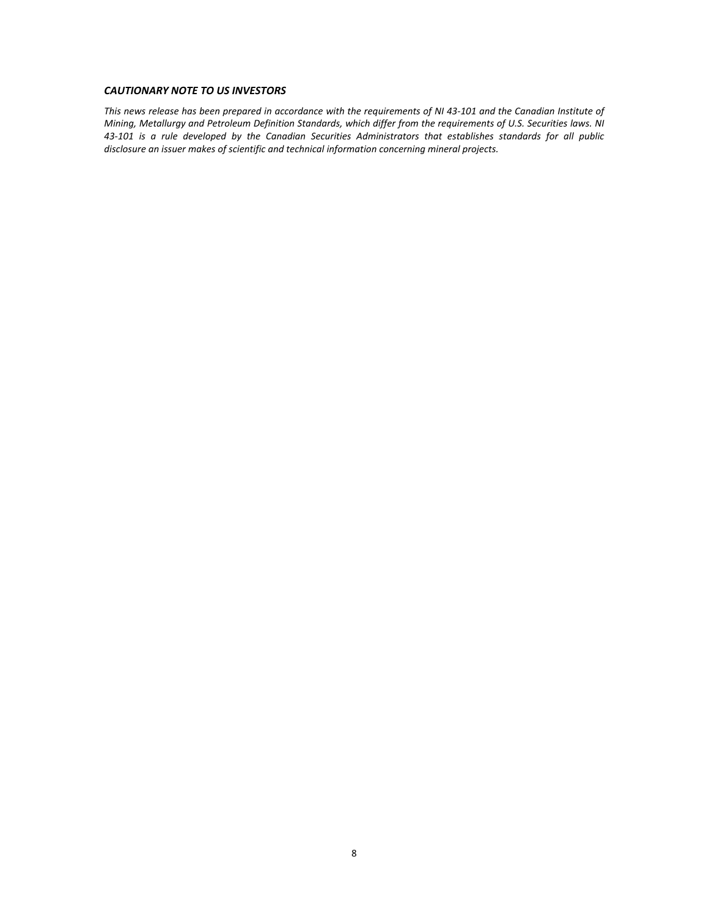### *CAUTIONARY NOTE TO US INVESTORS*

*This news release has been prepared in accordance with the requirements of NI 43-101 and the Canadian Institute of Mining, Metallurgy and Petroleum Definition Standards, which differ from the requirements of U.S. Securities laws. NI 43-101 is a rule developed by the Canadian Securities Administrators that establishes standards for all public disclosure an issuer makes of scientific and technical information concerning mineral projects.*